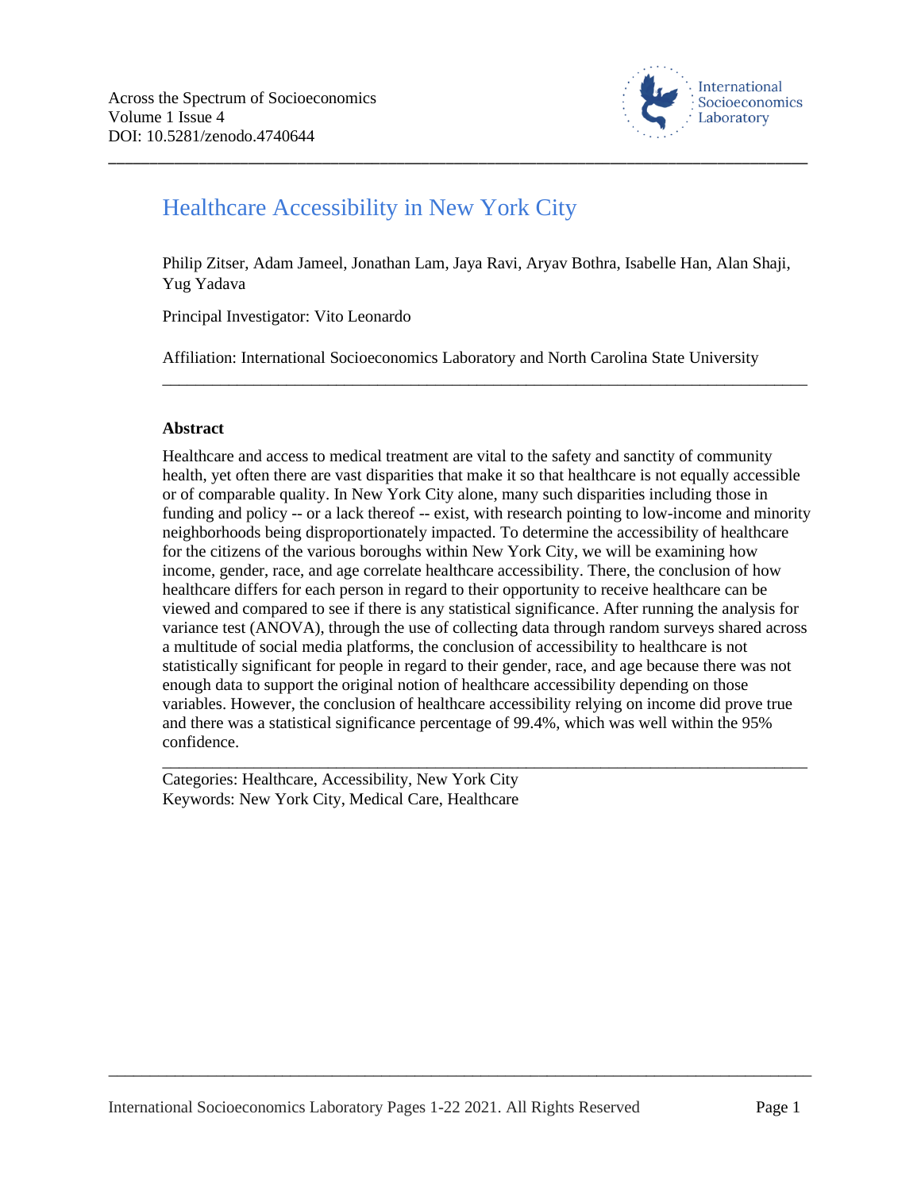Across the Spectrum of Socioeconomics
Volume 1 Issue 4
DOI: 10.5281/zenodo.4740644

# Healthcare Accessibility in New York City

Philip Zitser, Adam Jameel, Jonathan Lam, Jaya Ravi, Aryav Bothra, Isabelle Han, Alan Shaji, Yug Yadava

Principal Investigator: Vito Leonardo

Affiliation: International Socioeconomics Laboratory and North Carolina State University

---

**Abstract**

Healthcare and access to medical treatment are vital to the safety and sanctity of community health, yet often there are vast disparities that make it so that healthcare is not equally accessible or of comparable quality. In New York City alone, many such disparities including those in funding and policy -- or a lack thereof -- exist, with research pointing to low-income and minority neighborhoods being disproportionately impacted. To determine the accessibility of healthcare for the citizens of the various boroughs within New York City, we will be examining how income, gender, race, and age correlate healthcare accessibility. There, the conclusion of how healthcare differs for each person in regard to their opportunity to receive healthcare can be viewed and compared to see if there is any statistical significance. After running the analysis for variance test (ANOVA), through the use of collecting data through random surveys shared across a multitude of social media platforms, the conclusion of accessibility to healthcare is not statistically significant for people in regard to their gender, race, and age because there was not enough data to support the original notion of healthcare accessibility depending on those variables. However, the conclusion of healthcare accessibility relying on income did prove true and there was a statistical significance percentage of 99.4%, which was well within the 95% confidence.

---

Categories: Healthcare, Accessibility, New York City
Keywords: New York City, Medical Care, Healthcare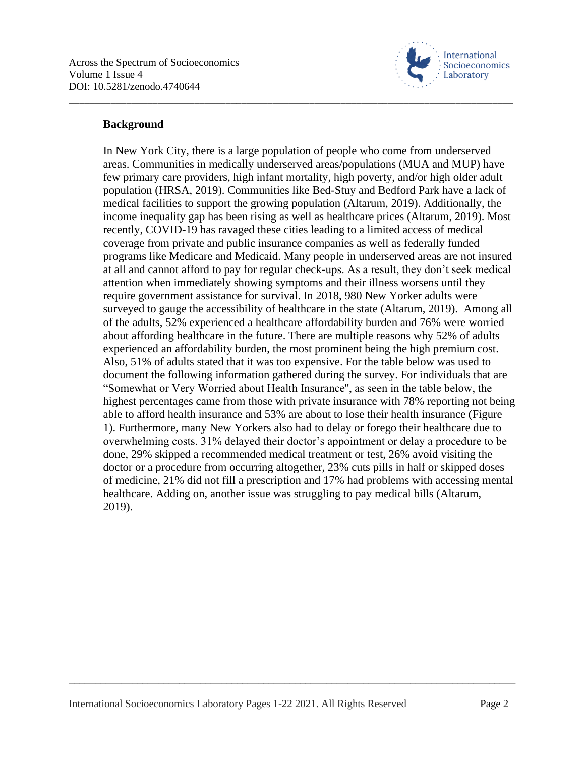## Background

In New York City, there is a large population of people who come from underserved areas. Communities in medically underserved areas/populations (MUA and MUP) have few primary care providers, high infant mortality, high poverty, and/or high older adult population (HRSA, 2019). Communities like Bed-Stuy and Bedford Park have a lack of medical facilities to support the growing population (Altarum, 2019). Additionally, the income inequality gap has been rising as well as healthcare prices (Altarum, 2019). Most recently, COVID-19 has ravaged these cities leading to a limited access of medical coverage from private and public insurance companies as well as federally funded programs like Medicare and Medicaid. Many people in underserved areas are not insured at all and cannot afford to pay for regular check-ups. As a result, they don't seek medical attention when immediately showing symptoms and their illness worsens until they require government assistance for survival. In 2018, 980 New Yorker adults were surveyed to gauge the accessibility of healthcare in the state (Altarum, 2019). Among all of the adults, 52% experienced a healthcare affordability burden and 76% were worried about affording healthcare in the future. There are multiple reasons why 52% of adults experienced an affordability burden, the most prominent being the high premium cost. Also, 51% of adults stated that it was too expensive. For the table below was used to document the following information gathered during the survey. For individuals that are "Somewhat or Very Worried about Health Insurance", as seen in the table below, the highest percentages came from those with private insurance with 78% reporting not being able to afford health insurance and 53% are about to lose their health insurance (Figure 1). Furthermore, many New Yorkers also had to delay or forego their healthcare due to overwhelming costs. 31% delayed their doctor's appointment or delay a procedure to be done, 29% skipped a recommended medical treatment or test, 26% avoid visiting the doctor or a procedure from occurring altogether, 23% cuts pills in half or skipped doses of medicine, 21% did not fill a prescription and 17% had problems with accessing mental healthcare. Adding on, another issue was struggling to pay medical bills (Altarum, 2019).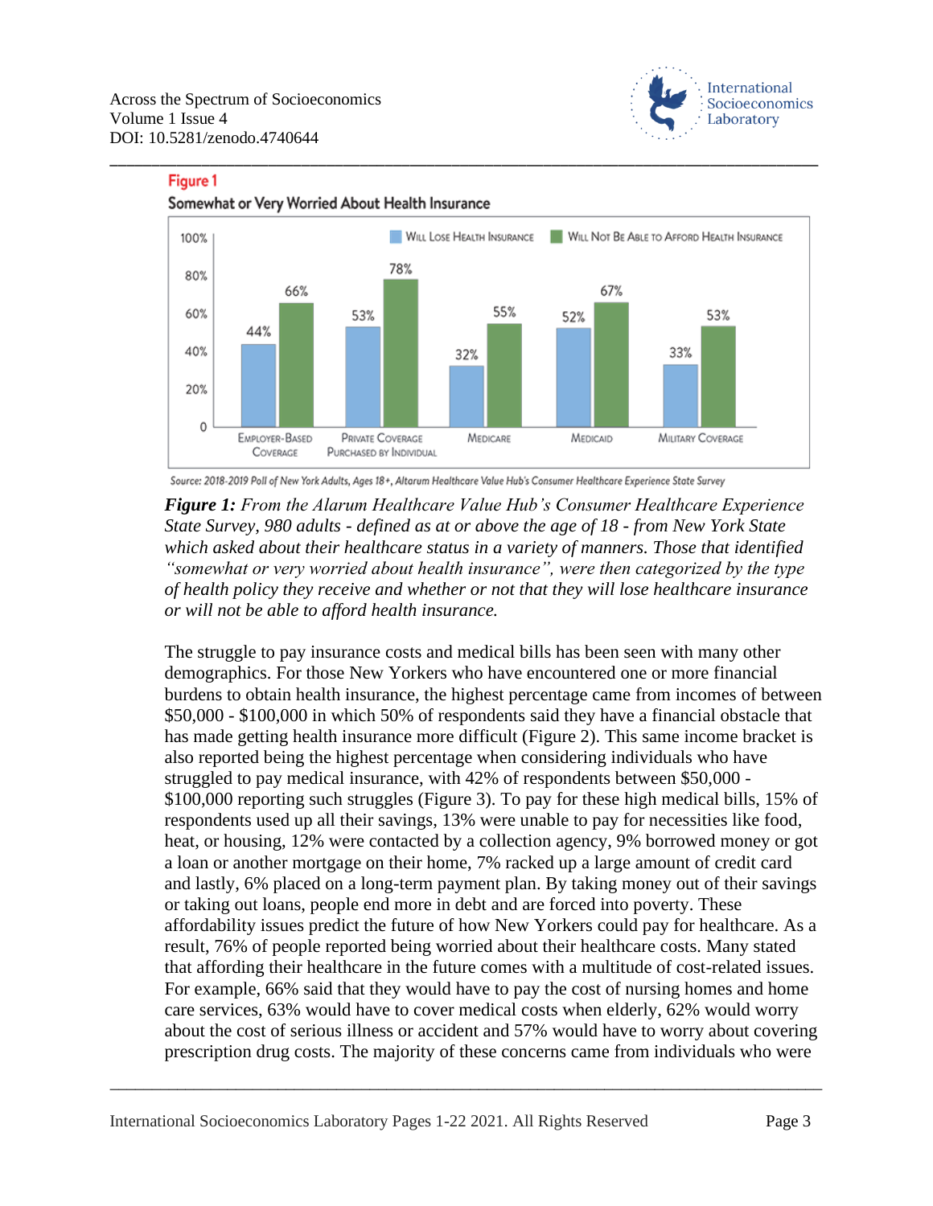**Figure 1**

**Somewhat or Very Worried About Health Insurance**

| | Will Lose Health Insurance | Will Not Be Able to Afford Health Insurance |
|---|---|---|
| Employer-Based Coverage | 44% | 66% |
| Private Coverage Purchased by Individual | 53% | 78% |
| Medicare | 32% | 55% |
| Medicaid | 52% | 67% |
| Military Coverage | 33% | 53% |

Source: 2018-2019 Poll of New York Adults, Ages 18+, Altarum Healthcare Value Hub's Consumer Healthcare Experience State Survey

***Figure 1:*** *From the Alarum Healthcare Value Hub's Consumer Healthcare Experience State Survey, 980 adults - defined as at or above the age of 18 - from New York State which asked about their healthcare status in a variety of manners. Those that identified "somewhat or very worried about health insurance", were then categorized by the type of health policy they receive and whether or not that they will lose healthcare insurance or will not be able to afford health insurance.*

The struggle to pay insurance costs and medical bills has been seen with many other demographics. For those New Yorkers who have encountered one or more financial burdens to obtain health insurance, the highest percentage came from incomes of between $50,000 - $100,000 in which 50% of respondents said they have a financial obstacle that has made getting health insurance more difficult (Figure 2). This same income bracket is also reported being the highest percentage when considering individuals who have struggled to pay medical insurance, with 42% of respondents between $50,000 - $100,000 reporting such struggles (Figure 3). To pay for these high medical bills, 15% of respondents used up all their savings, 13% were unable to pay for necessities like food, heat, or housing, 12% were contacted by a collection agency, 9% borrowed money or got a loan or another mortgage on their home, 7% racked up a large amount of credit card and lastly, 6% placed on a long-term payment plan. By taking money out of their savings or taking out loans, people end more in debt and are forced into poverty. These affordability issues predict the future of how New Yorkers could pay for healthcare. As a result, 76% of people reported being worried about their healthcare costs. Many stated that affording their healthcare in the future comes with a multitude of cost-related issues. For example, 66% said that they would have to pay the cost of nursing homes and home care services, 63% would have to cover medical costs when elderly, 62% would worry about the cost of serious illness or accident and 57% would have to worry about covering prescription drug costs. The majority of these concerns came from individuals who were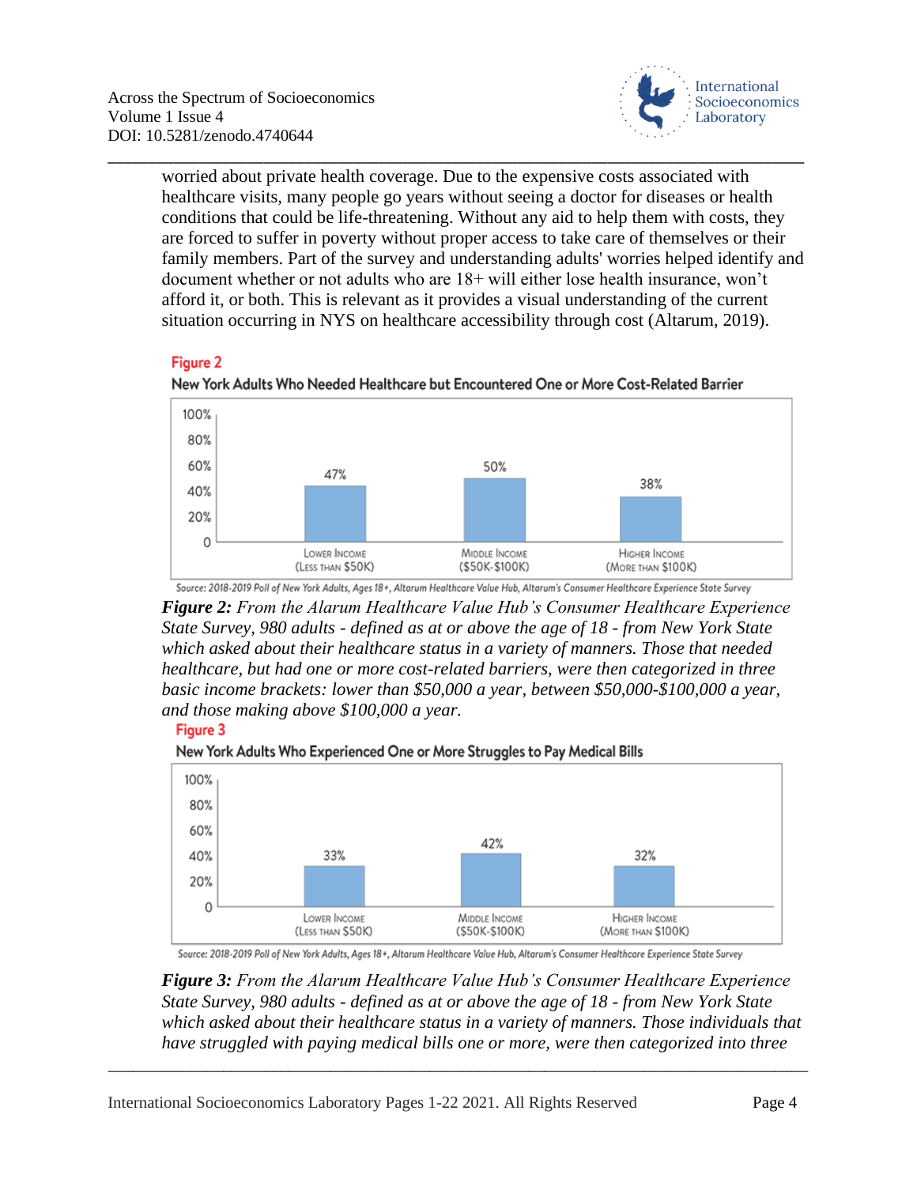worried about private health coverage. Due to the expensive costs associated with healthcare visits, many people go years without seeing a doctor for diseases or health conditions that could be life-threatening. Without any aid to help them with costs, they are forced to suffer in poverty without proper access to take care of themselves or their family members. Part of the survey and understanding adults' worries helped identify and document whether or not adults who are 18+ will either lose health insurance, won't afford it, or both. This is relevant as it provides a visual understanding of the current situation occurring in NYS on healthcare accessibility through cost (Altarum, 2019).

**Figure 2**

New York Adults Who Needed Healthcare but Encountered One or More Cost-Related Barrier

| Income | Percentage |
| --- | --- |
| Lower Income (Less than $50K) | 47% |
| Middle Income ($50K-$100K) | 50% |
| Higher Income (More than $100K) | 38% |

Source: 2018-2019 Poll of New York Adults, Ages 18+, Altarum Healthcare Value Hub, Altarum's Consumer Healthcare Experience State Survey

***Figure 2:*** *From the Alarum Healthcare Value Hub's Consumer Healthcare Experience State Survey, 980 adults - defined as at or above the age of 18 - from New York State which asked about their healthcare status in a variety of manners. Those that needed healthcare, but had one or more cost-related barriers, were then categorized in three basic income brackets: lower than $50,000 a year, between $50,000-$100,000 a year, and those making above $100,000 a year.*

**Figure 3**

New York Adults Who Experienced One or More Struggles to Pay Medical Bills

| Income | Percentage |
| --- | --- |
| Lower Income (Less than $50K) | 33% |
| Middle Income ($50K-$100K) | 42% |
| Higher Income (More than $100K) | 32% |

Source: 2018-2019 Poll of New York Adults, Ages 18+, Altarum Healthcare Value Hub, Altarum's Consumer Healthcare Experience State Survey

***Figure 3:*** *From the Alarum Healthcare Value Hub's Consumer Healthcare Experience State Survey, 980 adults - defined as at or above the age of 18 - from New York State which asked about their healthcare status in a variety of manners. Those individuals that have struggled with paying medical bills one or more, were then categorized into three*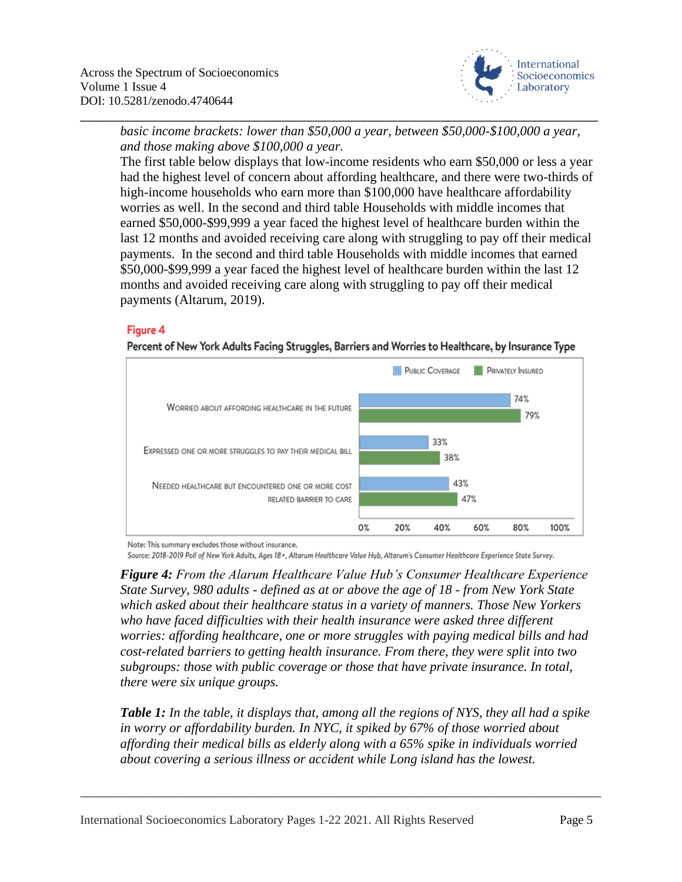*basic income brackets: lower than $50,000 a year, between $50,000-$100,000 a year, and those making above $100,000 a year.*

The first table below displays that low-income residents who earn $50,000 or less a year had the highest level of concern about affording healthcare, and there were two-thirds of high-income households who earn more than $100,000 have healthcare affordability worries as well. In the second and third table Households with middle incomes that earned $50,000-$99,999 a year faced the highest level of healthcare burden within the last 12 months and avoided receiving care along with struggling to pay off their medical payments. In the second and third table Households with middle incomes that earned $50,000-$99,999 a year faced the highest level of healthcare burden within the last 12 months and avoided receiving care along with struggling to pay off their medical payments (Altarum, 2019).

**Figure 4**

**Percent of New York Adults Facing Struggles, Barriers and Worries to Healthcare, by Insurance Type**

| | Public Coverage | Privately Insured |
|---|---|---|
| Worried about affording healthcare in the future | 74% | 79% |
| Expressed one or more struggles to pay their medical bill | 33% | 38% |
| Needed healthcare but encountered one or more cost related barrier to care | 43% | 47% |

Note: This summary excludes those without insurance.

*Source: 2018-2019 Poll of New York Adults, Ages 18+, Altarum Healthcare Value Hub, Altarum's Consumer Healthcare Experience State Survey.*

***Figure 4:*** *From the Alarum Healthcare Value Hub's Consumer Healthcare Experience State Survey, 980 adults - defined as at or above the age of 18 - from New York State which asked about their healthcare status in a variety of manners. Those New Yorkers who have faced difficulties with their health insurance were asked three different worries: affording healthcare, one or more struggles with paying medical bills and had cost-related barriers to getting health insurance. From there, they were split into two subgroups: those with public coverage or those that have private insurance. In total, there were six unique groups.*

***Table 1:*** *In the table, it displays that, among all the regions of NYS, they all had a spike in worry or affordability burden. In NYC, it spiked by 67% of those worried about affording their medical bills as elderly along with a 65% spike in individuals worried about covering a serious illness or accident while Long island has the lowest.*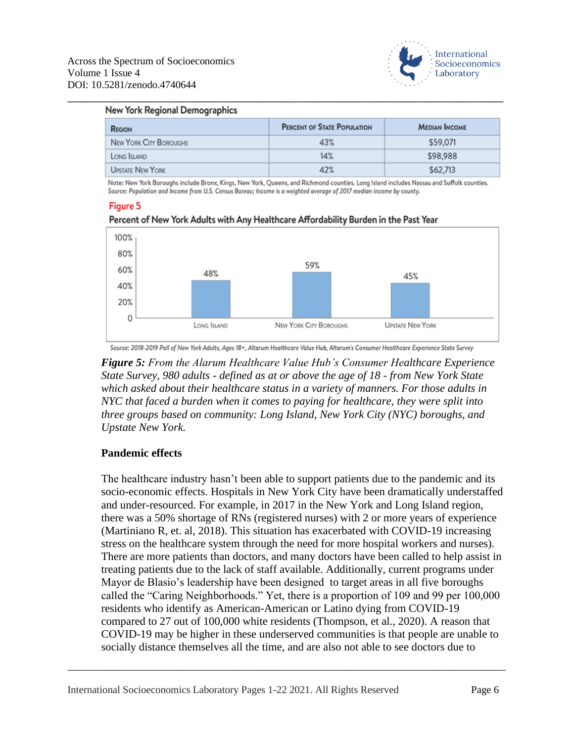**New York Regional Demographics**

| Region | Percent of State Population | Median Income |
|---|---|---|
| New York City Boroughs | 43% | $59,071 |
| Long Island | 14% | $98,988 |
| Upstate New York | 42% | $62,713 |

Note: New York Boroughs include Bronx, Kings, New York, Queens, and Richmond counties. Long Island includes Nassau and Suffolk counties.
*Source: Population and Income from U.S. Census Bureau; Income is a weighted average of 2017 median income by county.*

**Figure 5**

**Percent of New York Adults with Any Healthcare Affordability Burden in the Past Year**

| Region | Percent |
|---|---|
| Long Island | 48% |
| New York City Boroughs | 59% |
| Upstate New York | 45% |

*Source: 2018-2019 Poll of New York Adults, Ages 18+, Altarum Healthcare Value Hub, Altarum's Consumer Healthcare Experience State Survey*

***Figure 5:*** *From the Alarum Healthcare Value Hub's Consumer Healthcare Experience State Survey, 980 adults - defined as at or above the age of 18 - from New York State which asked about their healthcare status in a variety of manners. For those adults in NYC that faced a burden when it comes to paying for healthcare, they were split into three groups based on community: Long Island, New York City (NYC) boroughs, and Upstate New York.*

**Pandemic effects**

The healthcare industry hasn't been able to support patients due to the pandemic and its socio-economic effects. Hospitals in New York City have been dramatically understaffed and under-resourced. For example, in 2017 in the New York and Long Island region, there was a 50% shortage of RNs (registered nurses) with 2 or more years of experience (Martiniano R, et. al, 2018). This situation has exacerbated with COVID-19 increasing stress on the healthcare system through the need for more hospital workers and nurses). There are more patients than doctors, and many doctors have been called to help assist in treating patients due to the lack of staff available. Additionally, current programs under Mayor de Blasio's leadership have been designed to target areas in all five boroughs called the "Caring Neighborhoods." Yet, there is a proportion of 109 and 99 per 100,000 residents who identify as American-American or Latino dying from COVID-19 compared to 27 out of 100,000 white residents (Thompson, et al., 2020). A reason that COVID-19 may be higher in these underserved communities is that people are unable to socially distance themselves all the time, and are also not able to see doctors due to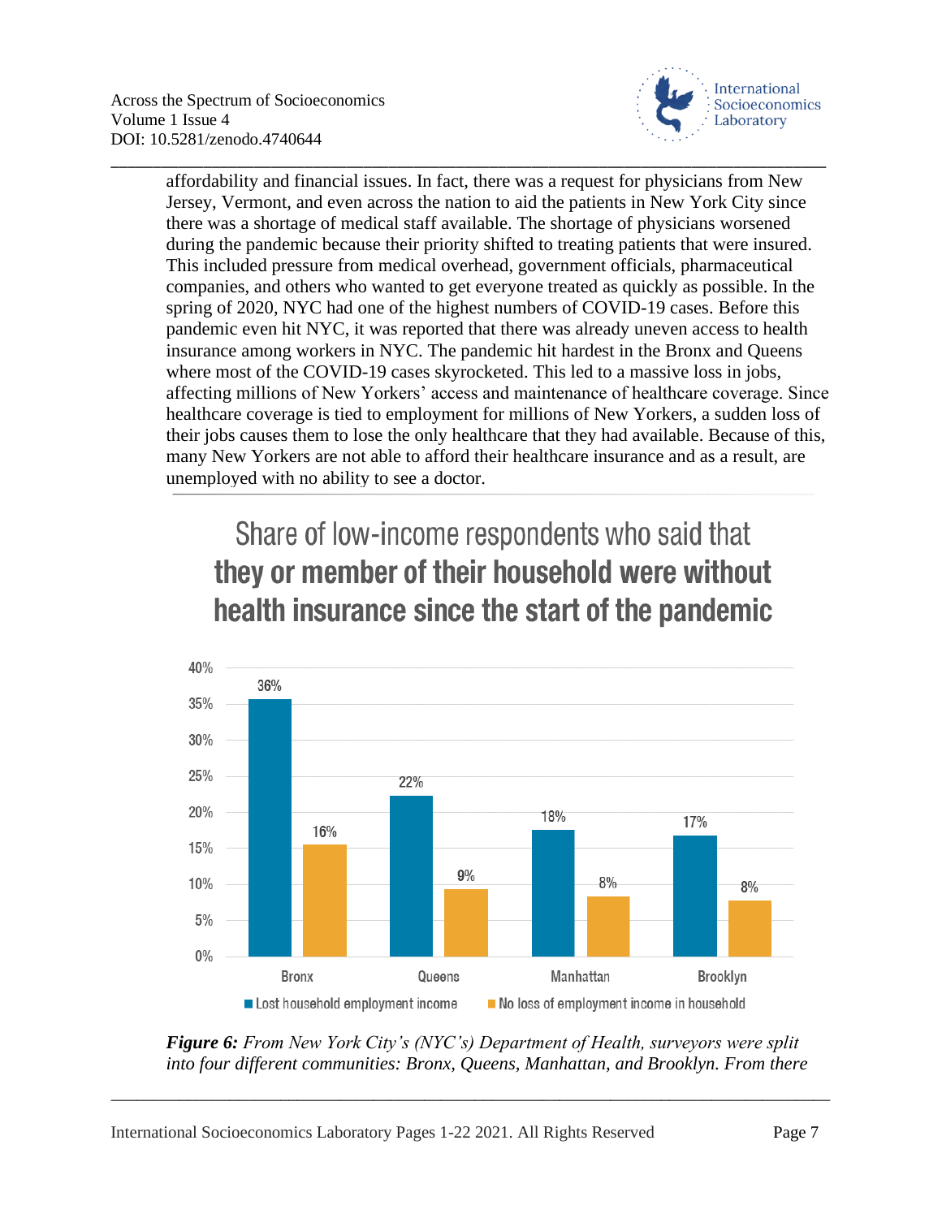affordability and financial issues. In fact, there was a request for physicians from New Jersey, Vermont, and even across the nation to aid the patients in New York City since there was a shortage of medical staff available. The shortage of physicians worsened during the pandemic because their priority shifted to treating patients that were insured. This included pressure from medical overhead, government officials, pharmaceutical companies, and others who wanted to get everyone treated as quickly as possible. In the spring of 2020, NYC had one of the highest numbers of COVID-19 cases. Before this pandemic even hit NYC, it was reported that there was already uneven access to health insurance among workers in NYC. The pandemic hit hardest in the Bronx and Queens where most of the COVID-19 cases skyrocketed. This led to a massive loss in jobs, affecting millions of New Yorkers' access and maintenance of healthcare coverage. Since healthcare coverage is tied to employment for millions of New Yorkers, a sudden loss of their jobs causes them to lose the only healthcare that they had available. Because of this, many New Yorkers are not able to afford their healthcare insurance and as a result, are unemployed with no ability to see a doctor.

Share of low-income respondents who said that **they or member of their household were without health insurance since the start of the pandemic**

| | Lost household employment income | No loss of employment income in household |
|---|---|---|
| Bronx | 36% | 16% |
| Queens | 22% | 9% |
| Manhattan | 18% | 8% |
| Brooklyn | 17% | 8% |

***Figure 6:*** *From New York City's (NYC's) Department of Health, surveyors were split into four different communities: Bronx, Queens, Manhattan, and Brooklyn. From there*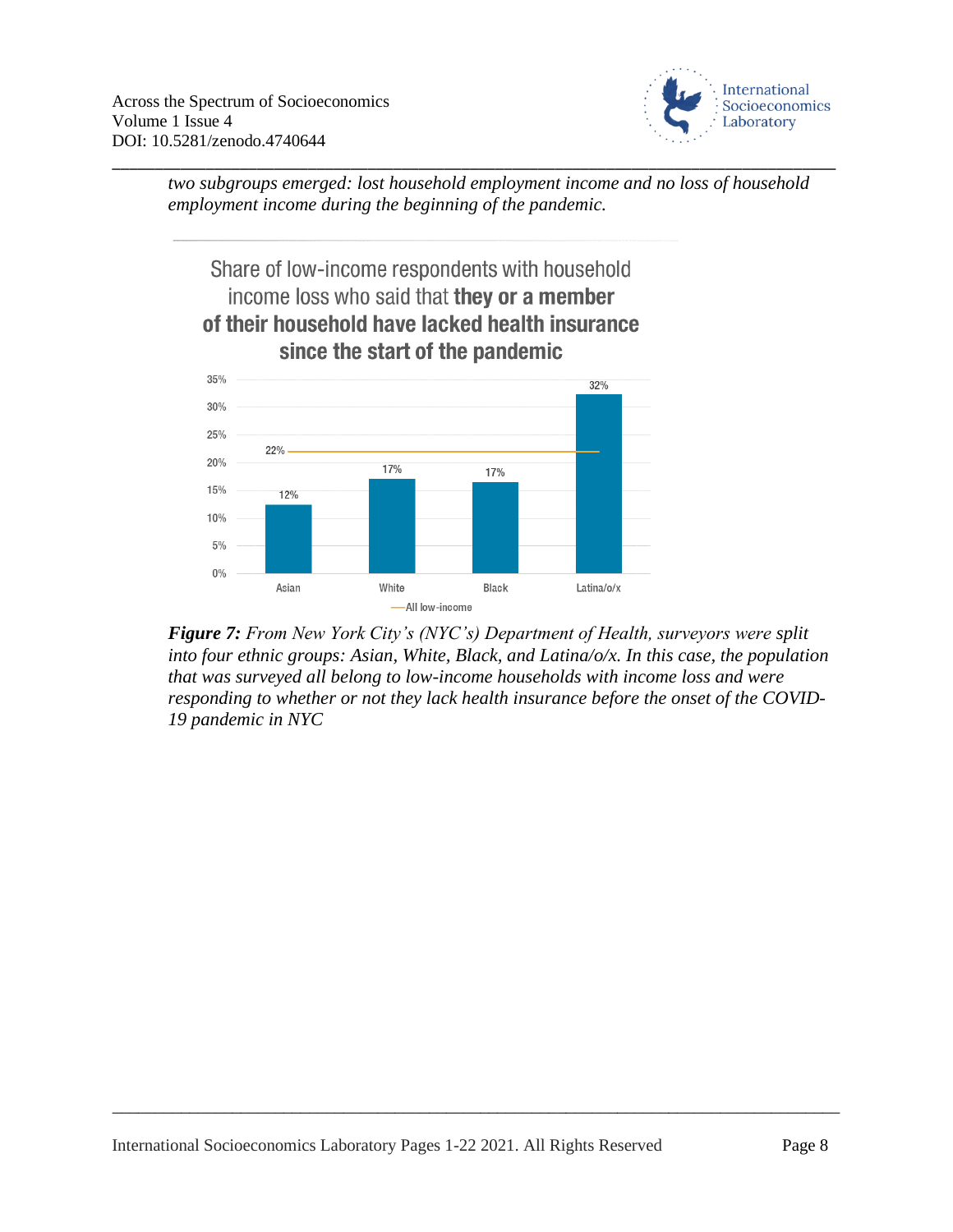*two subgroups emerged: lost household employment income and no loss of household employment income during the beginning of the pandemic.*

Share of low-income respondents with household income loss who said that **they or a member of their household have lacked health insurance since the start of the pandemic**

| Group | Share |
|---|---|
| Asian | 12% |
| White | 17% |
| Black | 17% |
| Latina/o/x | 32% |
| All low-income | 22% |

***Figure 7:*** *From New York City's (NYC's) Department of Health, surveyors were split into four ethnic groups: Asian, White, Black, and Latina/o/x. In this case, the population that was surveyed all belong to low-income households with income loss and were responding to whether or not they lack health insurance before the onset of the COVID-19 pandemic in NYC*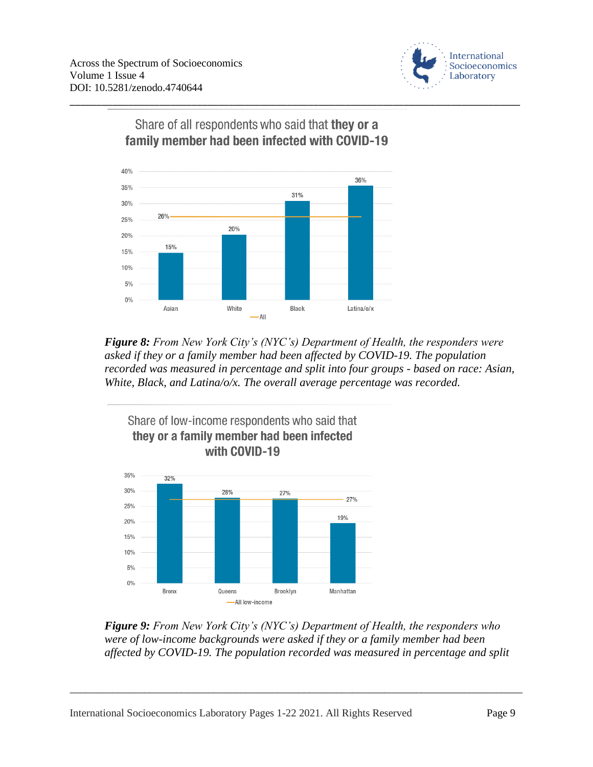Share of all respondents who said that **they or a family member had been infected with COVID-19**

| | Asian | White | Black | Latina/o/x |
|---|---|---|---|---|
| Share | 15% | 20% | 31% | 36% |
| All | 26% | 26% | 26% | 26% |

***Figure 8:*** *From New York City's (NYC's) Department of Health, the responders were asked if they or a family member had been affected by COVID-19. The population recorded was measured in percentage and split into four groups - based on race: Asian, White, Black, and Latina/o/x. The overall average percentage was recorded.*

Share of low-income respondents who said that **they or a family member had been infected with COVID-19**

| | Bronx | Queens | Brooklyn | Manhattan |
|---|---|---|---|---|
| Share | 32% | 28% | 27% | 19% |
| All low-income | 27% | 27% | 27% | 27% |

***Figure 9:*** *From New York City's (NYC's) Department of Health, the responders who were of low-income backgrounds were asked if they or a family member had been affected by COVID-19. The population recorded was measured in percentage and split*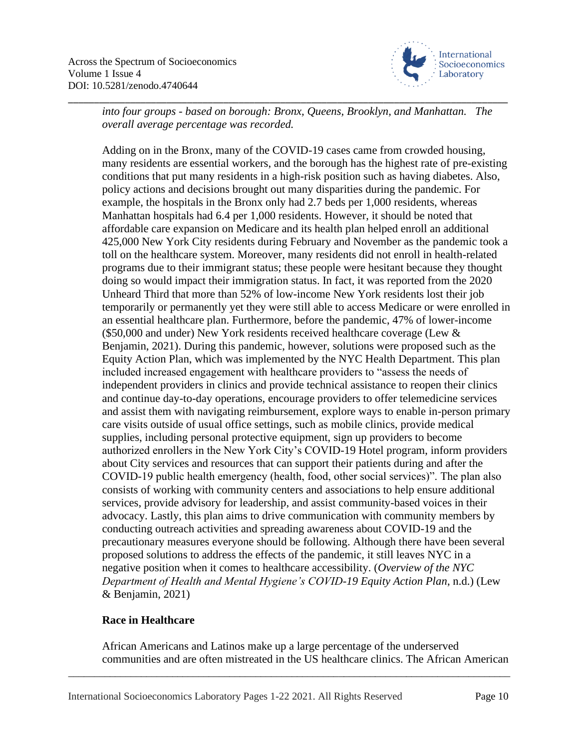*into four groups - based on borough: Bronx, Queens, Brooklyn, and Manhattan. The overall average percentage was recorded.*

Adding on in the Bronx, many of the COVID-19 cases came from crowded housing, many residents are essential workers, and the borough has the highest rate of pre-existing conditions that put many residents in a high-risk position such as having diabetes. Also, policy actions and decisions brought out many disparities during the pandemic. For example, the hospitals in the Bronx only had 2.7 beds per 1,000 residents, whereas Manhattan hospitals had 6.4 per 1,000 residents. However, it should be noted that affordable care expansion on Medicare and its health plan helped enroll an additional 425,000 New York City residents during February and November as the pandemic took a toll on the healthcare system. Moreover, many residents did not enroll in health-related programs due to their immigrant status; these people were hesitant because they thought doing so would impact their immigration status. In fact, it was reported from the 2020 Unheard Third that more than 52% of low-income New York residents lost their job temporarily or permanently yet they were still able to access Medicare or were enrolled in an essential healthcare plan. Furthermore, before the pandemic, 47% of lower-income ($50,000 and under) New York residents received healthcare coverage (Lew & Benjamin, 2021). During this pandemic, however, solutions were proposed such as the Equity Action Plan, which was implemented by the NYC Health Department. This plan included increased engagement with healthcare providers to "assess the needs of independent providers in clinics and provide technical assistance to reopen their clinics and continue day-to-day operations, encourage providers to offer telemedicine services and assist them with navigating reimbursement, explore ways to enable in-person primary care visits outside of usual office settings, such as mobile clinics, provide medical supplies, including personal protective equipment, sign up providers to become authorized enrollers in the New York City's COVID-19 Hotel program, inform providers about City services and resources that can support their patients during and after the COVID-19 public health emergency (health, food, other social services)". The plan also consists of working with community centers and associations to help ensure additional services, provide advisory for leadership, and assist community-based voices in their advocacy. Lastly, this plan aims to drive communication with community members by conducting outreach activities and spreading awareness about COVID-19 and the precautionary measures everyone should be following. Although there have been several proposed solutions to address the effects of the pandemic, it still leaves NYC in a negative position when it comes to healthcare accessibility. (*Overview of the NYC Department of Health and Mental Hygiene's COVID-19 Equity Action Plan*, n.d.) (Lew & Benjamin, 2021)

**Race in Healthcare**

African Americans and Latinos make up a large percentage of the underserved communities and are often mistreated in the US healthcare clinics. The African American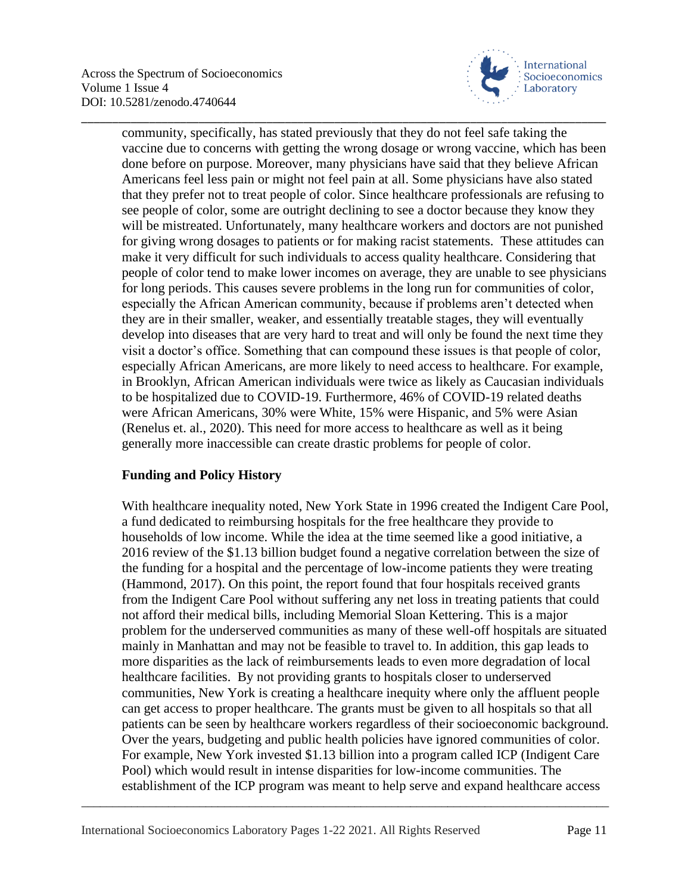community, specifically, has stated previously that they do not feel safe taking the vaccine due to concerns with getting the wrong dosage or wrong vaccine, which has been done before on purpose. Moreover, many physicians have said that they believe African Americans feel less pain or might not feel pain at all. Some physicians have also stated that they prefer not to treat people of color. Since healthcare professionals are refusing to see people of color, some are outright declining to see a doctor because they know they will be mistreated. Unfortunately, many healthcare workers and doctors are not punished for giving wrong dosages to patients or for making racist statements. These attitudes can make it very difficult for such individuals to access quality healthcare. Considering that people of color tend to make lower incomes on average, they are unable to see physicians for long periods. This causes severe problems in the long run for communities of color, especially the African American community, because if problems aren't detected when they are in their smaller, weaker, and essentially treatable stages, they will eventually develop into diseases that are very hard to treat and will only be found the next time they visit a doctor's office. Something that can compound these issues is that people of color, especially African Americans, are more likely to need access to healthcare. For example, in Brooklyn, African American individuals were twice as likely as Caucasian individuals to be hospitalized due to COVID-19. Furthermore, 46% of COVID-19 related deaths were African Americans, 30% were White, 15% were Hispanic, and 5% were Asian (Renelus et. al., 2020). This need for more access to healthcare as well as it being generally more inaccessible can create drastic problems for people of color.

**Funding and Policy History**

With healthcare inequality noted, New York State in 1996 created the Indigent Care Pool, a fund dedicated to reimbursing hospitals for the free healthcare they provide to households of low income. While the idea at the time seemed like a good initiative, a 2016 review of the $1.13 billion budget found a negative correlation between the size of the funding for a hospital and the percentage of low-income patients they were treating (Hammond, 2017). On this point, the report found that four hospitals received grants from the Indigent Care Pool without suffering any net loss in treating patients that could not afford their medical bills, including Memorial Sloan Kettering. This is a major problem for the underserved communities as many of these well-off hospitals are situated mainly in Manhattan and may not be feasible to travel to. In addition, this gap leads to more disparities as the lack of reimbursements leads to even more degradation of local healthcare facilities. By not providing grants to hospitals closer to underserved communities, New York is creating a healthcare inequity where only the affluent people can get access to proper healthcare. The grants must be given to all hospitals so that all patients can be seen by healthcare workers regardless of their socioeconomic background. Over the years, budgeting and public health policies have ignored communities of color. For example, New York invested $1.13 billion into a program called ICP (Indigent Care Pool) which would result in intense disparities for low-income communities. The establishment of the ICP program was meant to help serve and expand healthcare access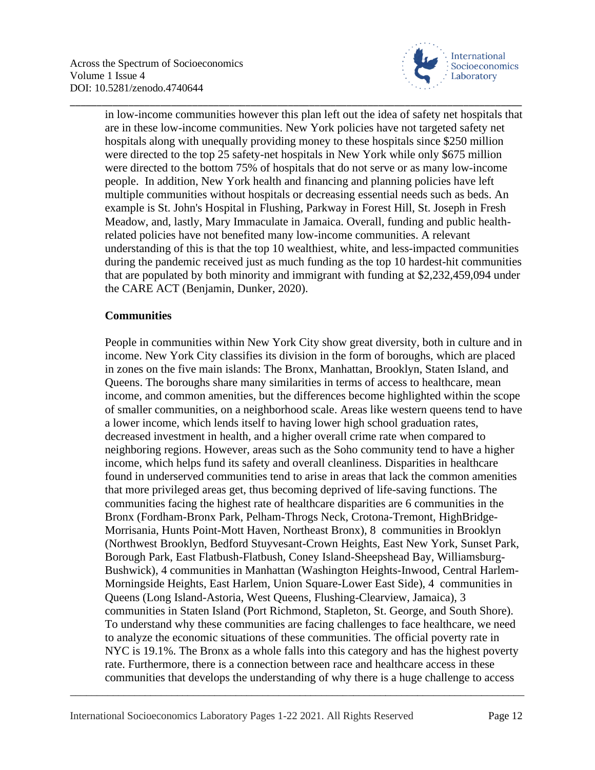in low-income communities however this plan left out the idea of safety net hospitals that are in these low-income communities. New York policies have not targeted safety net hospitals along with unequally providing money to these hospitals since $250 million were directed to the top 25 safety-net hospitals in New York while only $675 million were directed to the bottom 75% of hospitals that do not serve or as many low-income people. In addition, New York health and financing and planning policies have left multiple communities without hospitals or decreasing essential needs such as beds. An example is St. John's Hospital in Flushing, Parkway in Forest Hill, St. Joseph in Fresh Meadow, and, lastly, Mary Immaculate in Jamaica. Overall, funding and public health-related policies have not benefited many low-income communities. A relevant understanding of this is that the top 10 wealthiest, white, and less-impacted communities during the pandemic received just as much funding as the top 10 hardest-hit communities that are populated by both minority and immigrant with funding at $2,232,459,094 under the CARE ACT (Benjamin, Dunker, 2020).

**Communities**

People in communities within New York City show great diversity, both in culture and in income. New York City classifies its division in the form of boroughs, which are placed in zones on the five main islands: The Bronx, Manhattan, Brooklyn, Staten Island, and Queens. The boroughs share many similarities in terms of access to healthcare, mean income, and common amenities, but the differences become highlighted within the scope of smaller communities, on a neighborhood scale. Areas like western queens tend to have a lower income, which lends itself to having lower high school graduation rates, decreased investment in health, and a higher overall crime rate when compared to neighboring regions. However, areas such as the Soho community tend to have a higher income, which helps fund its safety and overall cleanliness. Disparities in healthcare found in underserved communities tend to arise in areas that lack the common amenities that more privileged areas get, thus becoming deprived of life-saving functions. The communities facing the highest rate of healthcare disparities are 6 communities in the Bronx (Fordham-Bronx Park, Pelham-Throgs Neck, Crotona-Tremont, HighBridge-Morrisania, Hunts Point-Mott Haven, Northeast Bronx), 8 communities in Brooklyn (Northwest Brooklyn, Bedford Stuyvesant-Crown Heights, East New York, Sunset Park, Borough Park, East Flatbush-Flatbush, Coney Island-Sheepshead Bay, Williamsburg-Bushwick), 4 communities in Manhattan (Washington Heights-Inwood, Central Harlem-Morningside Heights, East Harlem, Union Square-Lower East Side), 4 communities in Queens (Long Island-Astoria, West Queens, Flushing-Clearview, Jamaica), 3 communities in Staten Island (Port Richmond, Stapleton, St. George, and South Shore). To understand why these communities are facing challenges to face healthcare, we need to analyze the economic situations of these communities. The official poverty rate in NYC is 19.1%. The Bronx as a whole falls into this category and has the highest poverty rate. Furthermore, there is a connection between race and healthcare access in these communities that develops the understanding of why there is a huge challenge to access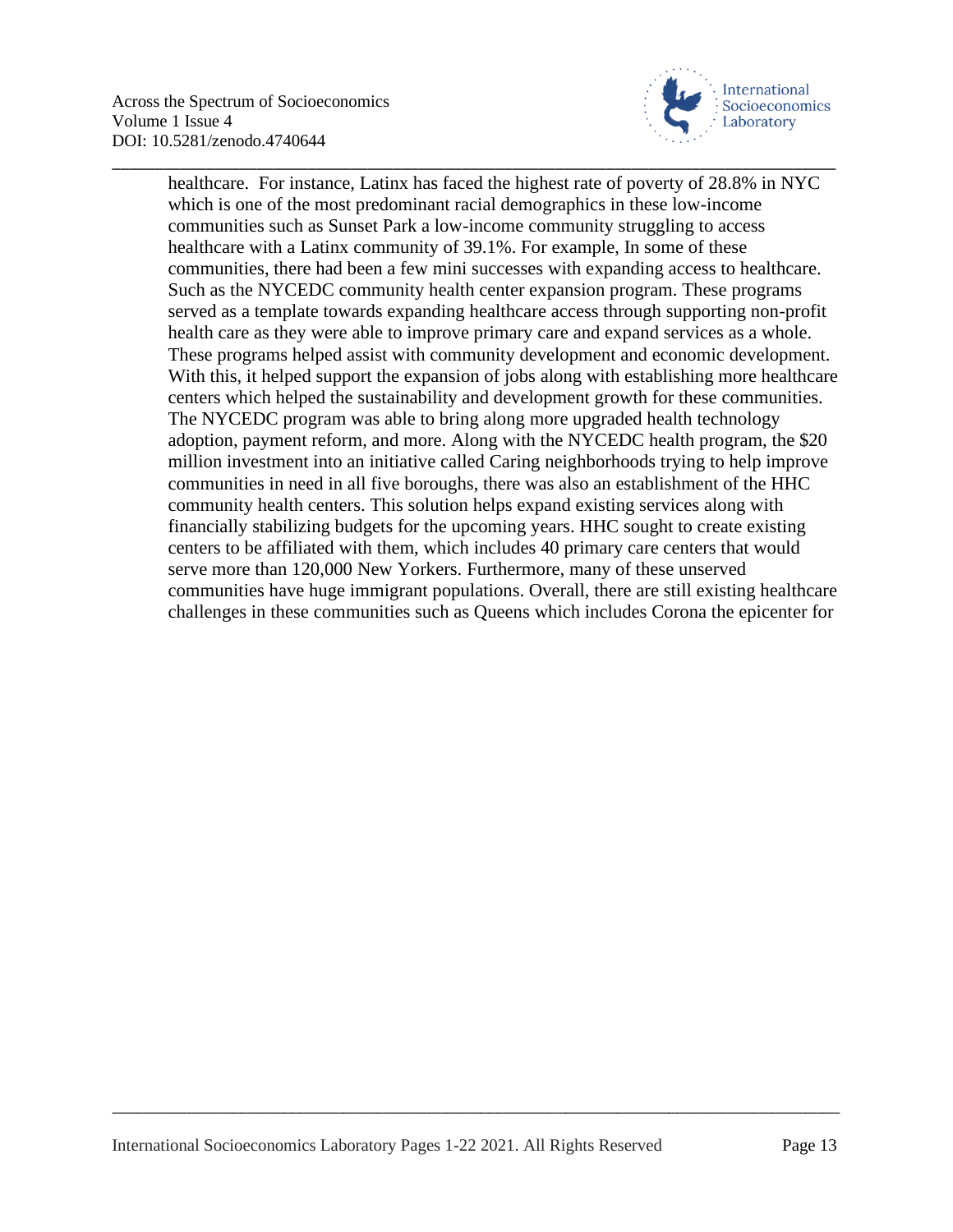healthcare. For instance, Latinx has faced the highest rate of poverty of 28.8% in NYC which is one of the most predominant racial demographics in these low-income communities such as Sunset Park a low-income community struggling to access healthcare with a Latinx community of 39.1%. For example, In some of these communities, there had been a few mini successes with expanding access to healthcare. Such as the NYCEDC community health center expansion program. These programs served as a template towards expanding healthcare access through supporting non-profit health care as they were able to improve primary care and expand services as a whole. These programs helped assist with community development and economic development. With this, it helped support the expansion of jobs along with establishing more healthcare centers which helped the sustainability and development growth for these communities. The NYCEDC program was able to bring along more upgraded health technology adoption, payment reform, and more. Along with the NYCEDC health program, the $20 million investment into an initiative called Caring neighborhoods trying to help improve communities in need in all five boroughs, there was also an establishment of the HHC community health centers. This solution helps expand existing services along with financially stabilizing budgets for the upcoming years. HHC sought to create existing centers to be affiliated with them, which includes 40 primary care centers that would serve more than 120,000 New Yorkers. Furthermore, many of these unserved communities have huge immigrant populations. Overall, there are still existing healthcare challenges in these communities such as Queens which includes Corona the epicenter for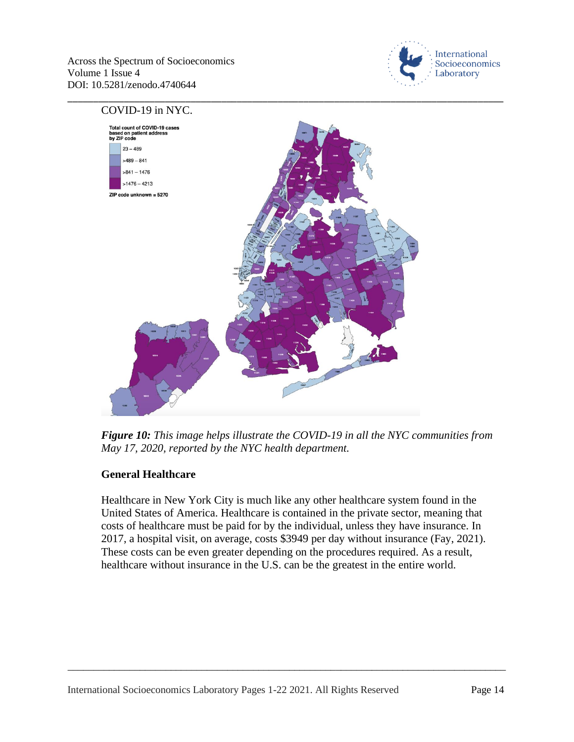COVID-19 in NYC.

*__Figure 10:__ This image helps illustrate the COVID-19 in all the NYC communities from May 17, 2020, reported by the NYC health department.*

**General Healthcare**

Healthcare in New York City is much like any other healthcare system found in the United States of America. Healthcare is contained in the private sector, meaning that costs of healthcare must be paid for by the individual, unless they have insurance. In 2017, a hospital visit, on average, costs $3949 per day without insurance (Fay, 2021). These costs can be even greater depending on the procedures required. As a result, healthcare without insurance in the U.S. can be the greatest in the entire world.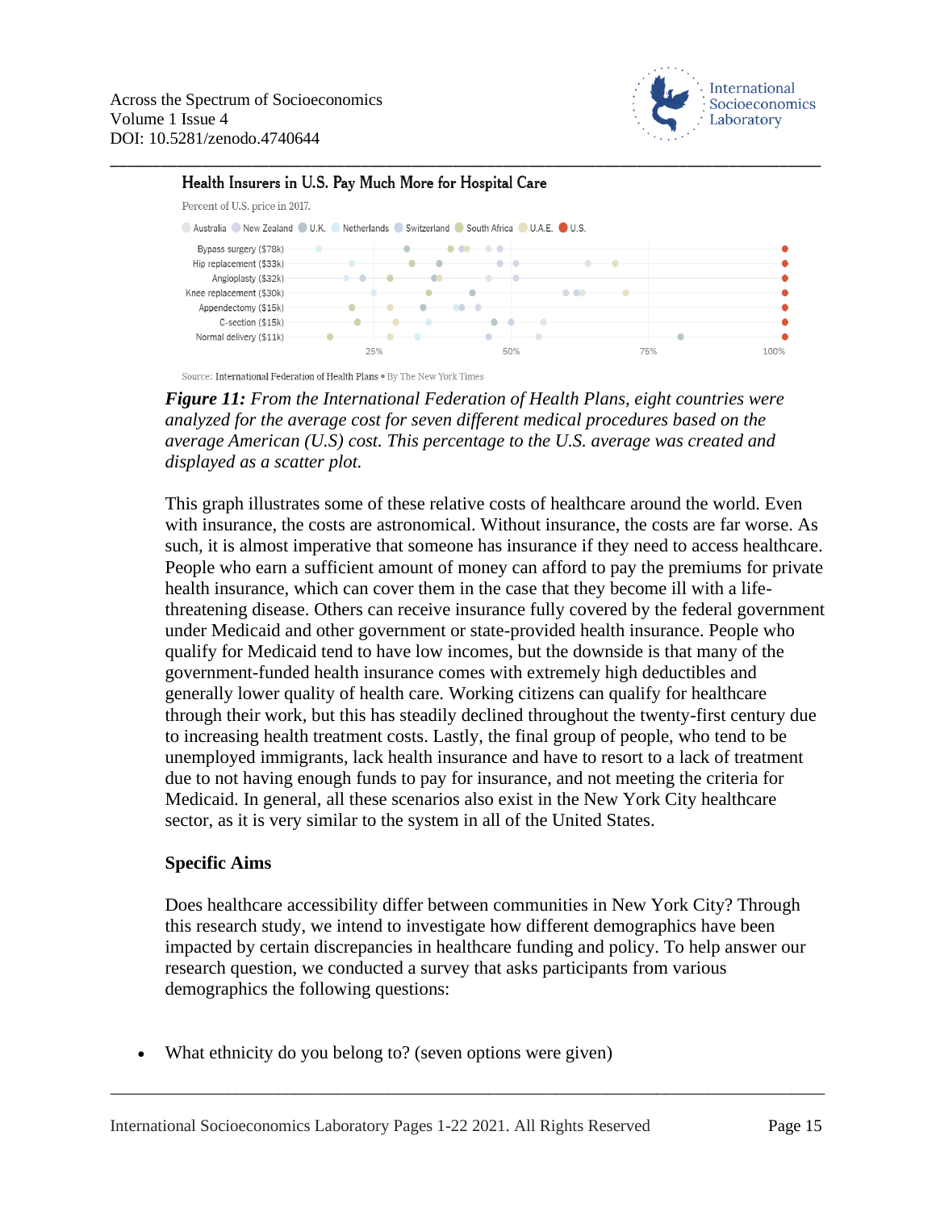**Health Insurers in U.S. Pay Much More for Hospital Care**

Percent of U.S. price in 2017.

Australia · New Zealand · U.K. · Netherlands · Switzerland · South Africa · U.A.E. · U.S.

Bypass surgery ($78k)
Hip replacement ($33k)
Angioplasty ($32k)
Knee replacement ($30k)
Appendectomy ($15k)
C-section ($15k)
Normal delivery ($11k)

25% 50% 75% 100%

Source: International Federation of Health Plans • By The New York Times

***Figure 11:** From the International Federation of Health Plans, eight countries were analyzed for the average cost for seven different medical procedures based on the average American (U.S) cost. This percentage to the U.S. average was created and displayed as a scatter plot.*

This graph illustrates some of these relative costs of healthcare around the world. Even with insurance, the costs are astronomical. Without insurance, the costs are far worse. As such, it is almost imperative that someone has insurance if they need to access healthcare. People who earn a sufficient amount of money can afford to pay the premiums for private health insurance, which can cover them in the case that they become ill with a life-threatening disease. Others can receive insurance fully covered by the federal government under Medicaid and other government or state-provided health insurance. People who qualify for Medicaid tend to have low incomes, but the downside is that many of the government-funded health insurance comes with extremely high deductibles and generally lower quality of health care. Working citizens can qualify for healthcare through their work, but this has steadily declined throughout the twenty-first century due to increasing health treatment costs. Lastly, the final group of people, who tend to be unemployed immigrants, lack health insurance and have to resort to a lack of treatment due to not having enough funds to pay for insurance, and not meeting the criteria for Medicaid. In general, all these scenarios also exist in the New York City healthcare sector, as it is very similar to the system in all of the United States.

**Specific Aims**

Does healthcare accessibility differ between communities in New York City? Through this research study, we intend to investigate how different demographics have been impacted by certain discrepancies in healthcare funding and policy. To help answer our research question, we conducted a survey that asks participants from various demographics the following questions:

- What ethnicity do you belong to? (seven options were given)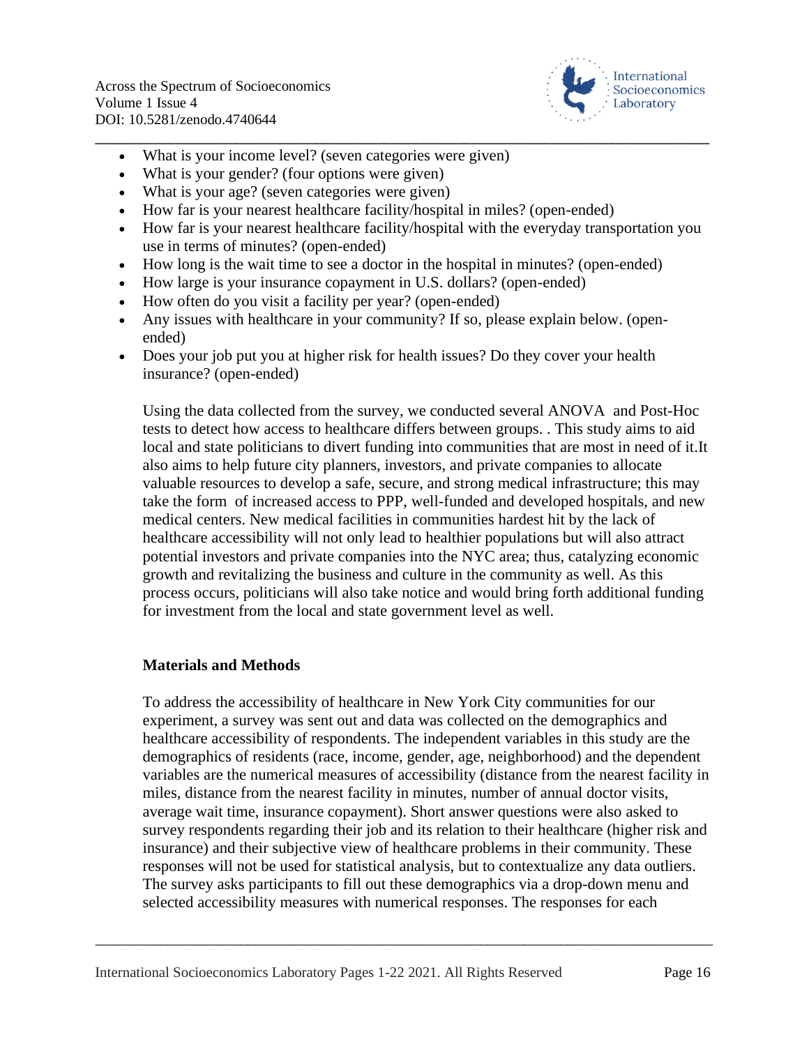- What is your income level? (seven categories were given)
- What is your gender? (four options were given)
- What is your age? (seven categories were given)
- How far is your nearest healthcare facility/hospital in miles? (open-ended)
- How far is your nearest healthcare facility/hospital with the everyday transportation you use in terms of minutes? (open-ended)
- How long is the wait time to see a doctor in the hospital in minutes? (open-ended)
- How large is your insurance copayment in U.S. dollars? (open-ended)
- How often do you visit a facility per year? (open-ended)
- Any issues with healthcare in your community? If so, please explain below. (open-ended)
- Does your job put you at higher risk for health issues? Do they cover your health insurance? (open-ended)

Using the data collected from the survey, we conducted several ANOVA and Post-Hoc tests to detect how access to healthcare differs between groups. . This study aims to aid local and state politicians to divert funding into communities that are most in need of it.It also aims to help future city planners, investors, and private companies to allocate valuable resources to develop a safe, secure, and strong medical infrastructure; this may take the form of increased access to PPP, well-funded and developed hospitals, and new medical centers. New medical facilities in communities hardest hit by the lack of healthcare accessibility will not only lead to healthier populations but will also attract potential investors and private companies into the NYC area; thus, catalyzing economic growth and revitalizing the business and culture in the community as well. As this process occurs, politicians will also take notice and would bring forth additional funding for investment from the local and state government level as well.

## Materials and Methods

To address the accessibility of healthcare in New York City communities for our experiment, a survey was sent out and data was collected on the demographics and healthcare accessibility of respondents. The independent variables in this study are the demographics of residents (race, income, gender, age, neighborhood) and the dependent variables are the numerical measures of accessibility (distance from the nearest facility in miles, distance from the nearest facility in minutes, number of annual doctor visits, average wait time, insurance copayment). Short answer questions were also asked to survey respondents regarding their job and its relation to their healthcare (higher risk and insurance) and their subjective view of healthcare problems in their community. These responses will not be used for statistical analysis, but to contextualize any data outliers. The survey asks participants to fill out these demographics via a drop-down menu and selected accessibility measures with numerical responses. The responses for each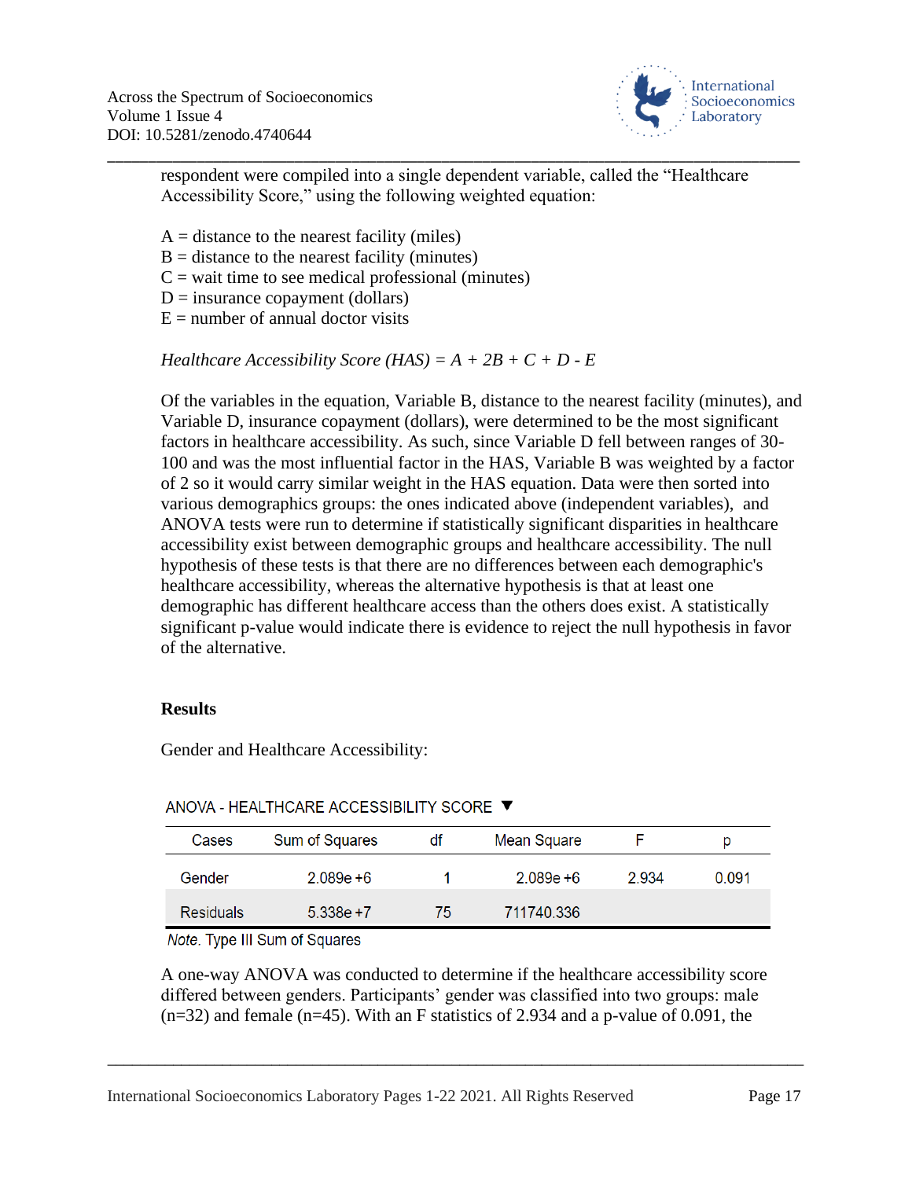respondent were compiled into a single dependent variable, called the "Healthcare Accessibility Score," using the following weighted equation:

A = distance to the nearest facility (miles)
B = distance to the nearest facility (minutes)
C = wait time to see medical professional (minutes)
D = insurance copayment (dollars)
E = number of annual doctor visits

*Healthcare Accessibility Score (HAS)* $= A + 2B + C + D - E$

Of the variables in the equation, Variable B, distance to the nearest facility (minutes), and Variable D, insurance copayment (dollars), were determined to be the most significant factors in healthcare accessibility. As such, since Variable D fell between ranges of 30-100 and was the most influential factor in the HAS, Variable B was weighted by a factor of 2 so it would carry similar weight in the HAS equation. Data were then sorted into various demographics groups: the ones indicated above (independent variables), and ANOVA tests were run to determine if statistically significant disparities in healthcare accessibility exist between demographic groups and healthcare accessibility. The null hypothesis of these tests is that there are no differences between each demographic's healthcare accessibility, whereas the alternative hypothesis is that at least one demographic has different healthcare access than the others does exist. A statistically significant p-value would indicate there is evidence to reject the null hypothesis in favor of the alternative.

## Results

Gender and Healthcare Accessibility:

ANOVA - HEALTHCARE ACCESSIBILITY SCORE

| Cases | Sum of Squares | df | Mean Square | F | p |
|---|---|---|---|---|---|
| Gender | 2.089e +6 | 1 | 2.089e +6 | 2.934 | 0.091 |
| Residuals | 5.338e +7 | 75 | 711740.336 | | |

*Note.* Type III Sum of Squares

A one-way ANOVA was conducted to determine if the healthcare accessibility score differed between genders. Participants' gender was classified into two groups: male (n=32) and female (n=45). With an F statistics of 2.934 and a p-value of 0.091, the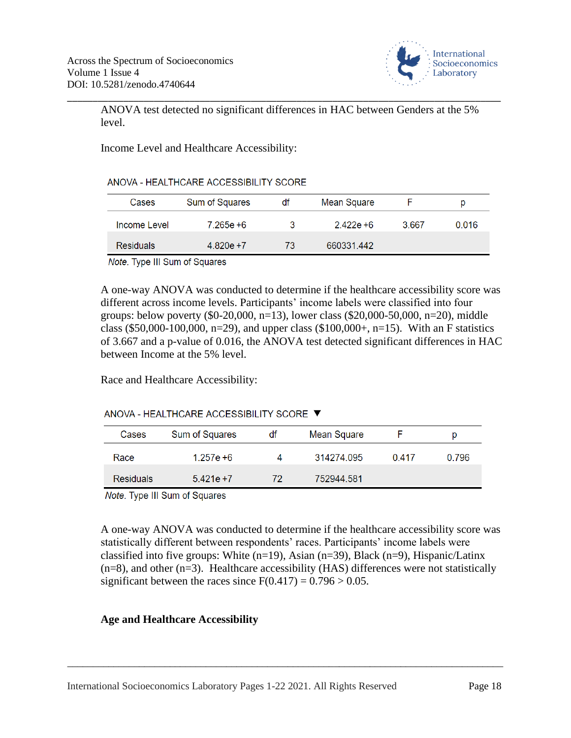ANOVA test detected no significant differences in HAC between Genders at the 5% level.

Income Level and Healthcare Accessibility:

ANOVA - HEALTHCARE ACCESSIBILITY SCORE

| Cases | Sum of Squares | df | Mean Square | F | p |
|---|---|---|---|---|---|
| Income Level | 7.265e +6 | 3 | 2.422e +6 | 3.667 | 0.016 |
| Residuals | 4.820e +7 | 73 | 660331.442 | | |

*Note*. Type III Sum of Squares

A one-way ANOVA was conducted to determine if the healthcare accessibility score was different across income levels. Participants' income labels were classified into four groups: below poverty ($0-20,000, n=13), lower class ($20,000-50,000, n=20), middle class ($50,000-100,000, n=29), and upper class ($100,000+, n=15). With an F statistics of 3.667 and a p-value of 0.016, the ANOVA test detected significant differences in HAC between Income at the 5% level.

Race and Healthcare Accessibility:

ANOVA - HEALTHCARE ACCESSIBILITY SCORE ▼

| Cases | Sum of Squares | df | Mean Square | F | p |
|---|---|---|---|---|---|
| Race | 1.257e +6 | 4 | 314274.095 | 0.417 | 0.796 |
| Residuals | 5.421e +7 | 72 | 752944.581 | | |

*Note*. Type III Sum of Squares

A one-way ANOVA was conducted to determine if the healthcare accessibility score was statistically different between respondents' races. Participants' income labels were classified into five groups: White (n=19), Asian (n=39), Black (n=9), Hispanic/Latinx (n=8), and other (n=3). Healthcare accessibility (HAS) differences were not statistically significant between the races since $F(0.417) = 0.796 > 0.05$.

**Age and Healthcare Accessibility**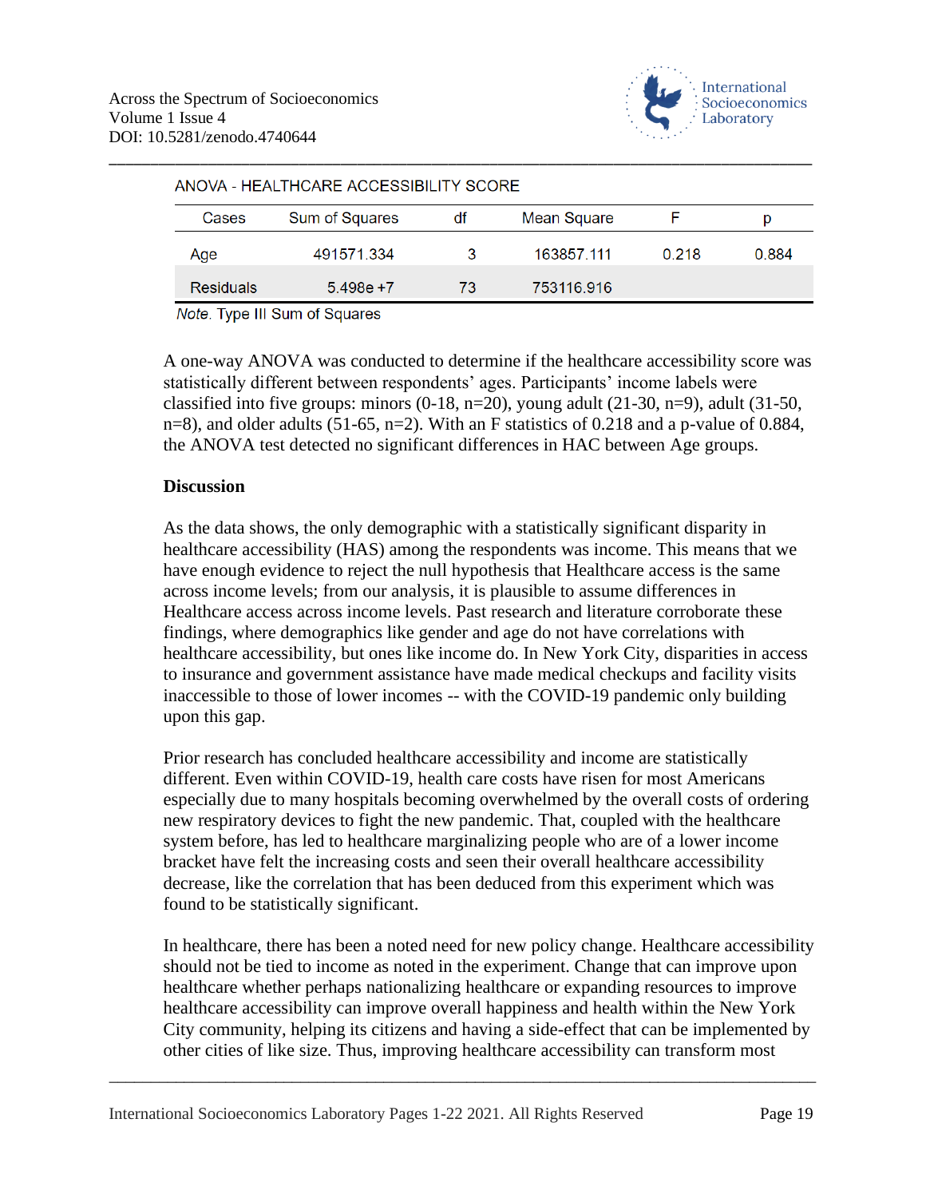ANOVA - HEALTHCARE ACCESSIBILITY SCORE

| Cases | Sum of Squares | df | Mean Square | F | p |
|---|---|---|---|---|---|
| Age | 491571.334 | 3 | 163857.111 | 0.218 | 0.884 |
| Residuals | 5.498e +7 | 73 | 753116.916 | | |

*Note.* Type III Sum of Squares

A one-way ANOVA was conducted to determine if the healthcare accessibility score was statistically different between respondents' ages. Participants' income labels were classified into five groups: minors (0-18, n=20), young adult (21-30, n=9), adult (31-50, n=8), and older adults (51-65, n=2). With an F statistics of 0.218 and a p-value of 0.884, the ANOVA test detected no significant differences in HAC between Age groups.

**Discussion**

As the data shows, the only demographic with a statistically significant disparity in healthcare accessibility (HAS) among the respondents was income. This means that we have enough evidence to reject the null hypothesis that Healthcare access is the same across income levels; from our analysis, it is plausible to assume differences in Healthcare access across income levels. Past research and literature corroborate these findings, where demographics like gender and age do not have correlations with healthcare accessibility, but ones like income do. In New York City, disparities in access to insurance and government assistance have made medical checkups and facility visits inaccessible to those of lower incomes -- with the COVID-19 pandemic only building upon this gap.

Prior research has concluded healthcare accessibility and income are statistically different. Even within COVID-19, health care costs have risen for most Americans especially due to many hospitals becoming overwhelmed by the overall costs of ordering new respiratory devices to fight the new pandemic. That, coupled with the healthcare system before, has led to healthcare marginalizing people who are of a lower income bracket have felt the increasing costs and seen their overall healthcare accessibility decrease, like the correlation that has been deduced from this experiment which was found to be statistically significant.

In healthcare, there has been a noted need for new policy change. Healthcare accessibility should not be tied to income as noted in the experiment. Change that can improve upon healthcare whether perhaps nationalizing healthcare or expanding resources to improve healthcare accessibility can improve overall happiness and health within the New York City community, helping its citizens and having a side-effect that can be implemented by other cities of like size. Thus, improving healthcare accessibility can transform most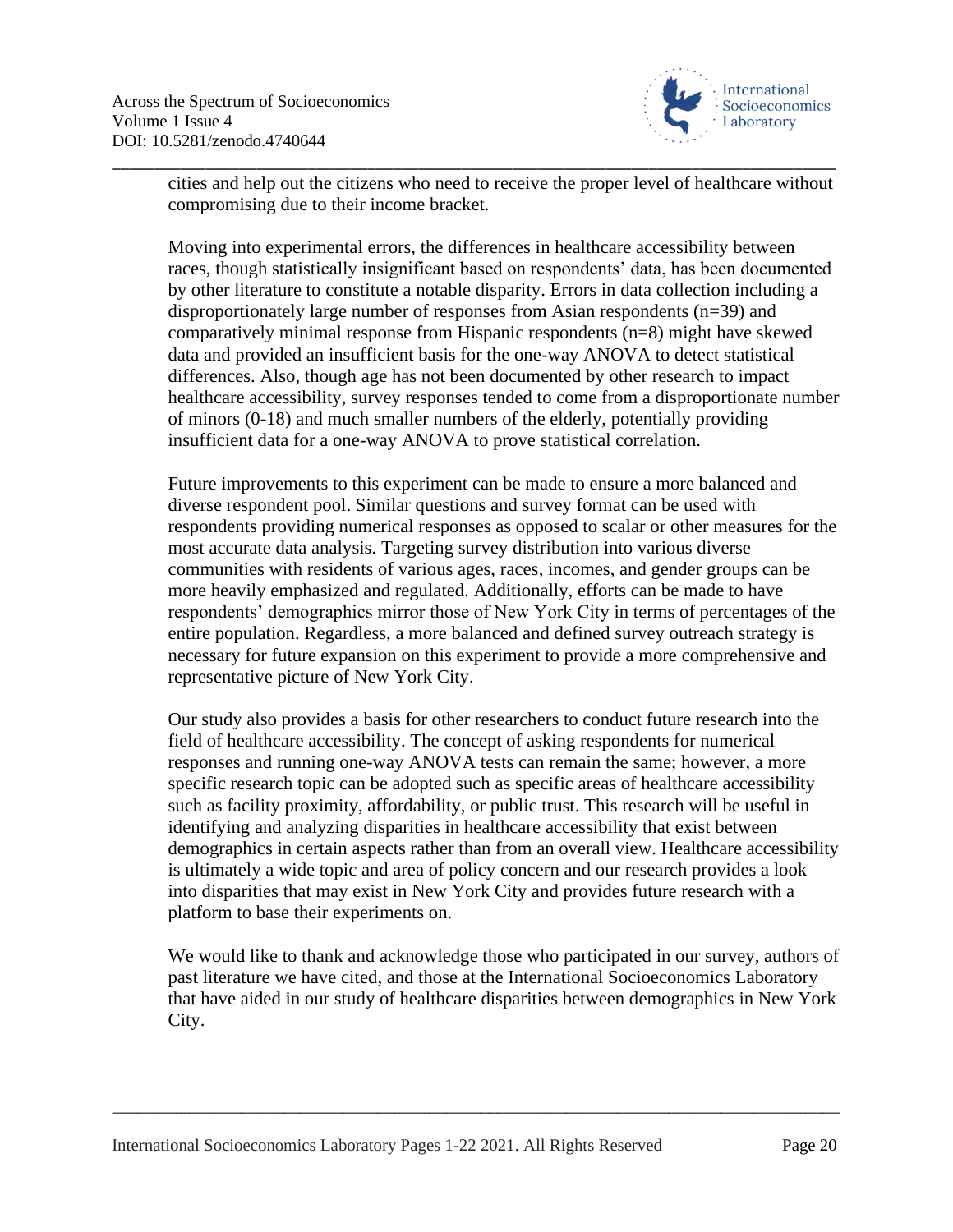cities and help out the citizens who need to receive the proper level of healthcare without compromising due to their income bracket.

Moving into experimental errors, the differences in healthcare accessibility between races, though statistically insignificant based on respondents' data, has been documented by other literature to constitute a notable disparity. Errors in data collection including a disproportionately large number of responses from Asian respondents (n=39) and comparatively minimal response from Hispanic respondents (n=8) might have skewed data and provided an insufficient basis for the one-way ANOVA to detect statistical differences. Also, though age has not been documented by other research to impact healthcare accessibility, survey responses tended to come from a disproportionate number of minors (0-18) and much smaller numbers of the elderly, potentially providing insufficient data for a one-way ANOVA to prove statistical correlation.

Future improvements to this experiment can be made to ensure a more balanced and diverse respondent pool. Similar questions and survey format can be used with respondents providing numerical responses as opposed to scalar or other measures for the most accurate data analysis. Targeting survey distribution into various diverse communities with residents of various ages, races, incomes, and gender groups can be more heavily emphasized and regulated. Additionally, efforts can be made to have respondents' demographics mirror those of New York City in terms of percentages of the entire population. Regardless, a more balanced and defined survey outreach strategy is necessary for future expansion on this experiment to provide a more comprehensive and representative picture of New York City.

Our study also provides a basis for other researchers to conduct future research into the field of healthcare accessibility. The concept of asking respondents for numerical responses and running one-way ANOVA tests can remain the same; however, a more specific research topic can be adopted such as specific areas of healthcare accessibility such as facility proximity, affordability, or public trust. This research will be useful in identifying and analyzing disparities in healthcare accessibility that exist between demographics in certain aspects rather than from an overall view. Healthcare accessibility is ultimately a wide topic and area of policy concern and our research provides a look into disparities that may exist in New York City and provides future research with a platform to base their experiments on.

We would like to thank and acknowledge those who participated in our survey, authors of past literature we have cited, and those at the International Socioeconomics Laboratory that have aided in our study of healthcare disparities between demographics in New York City.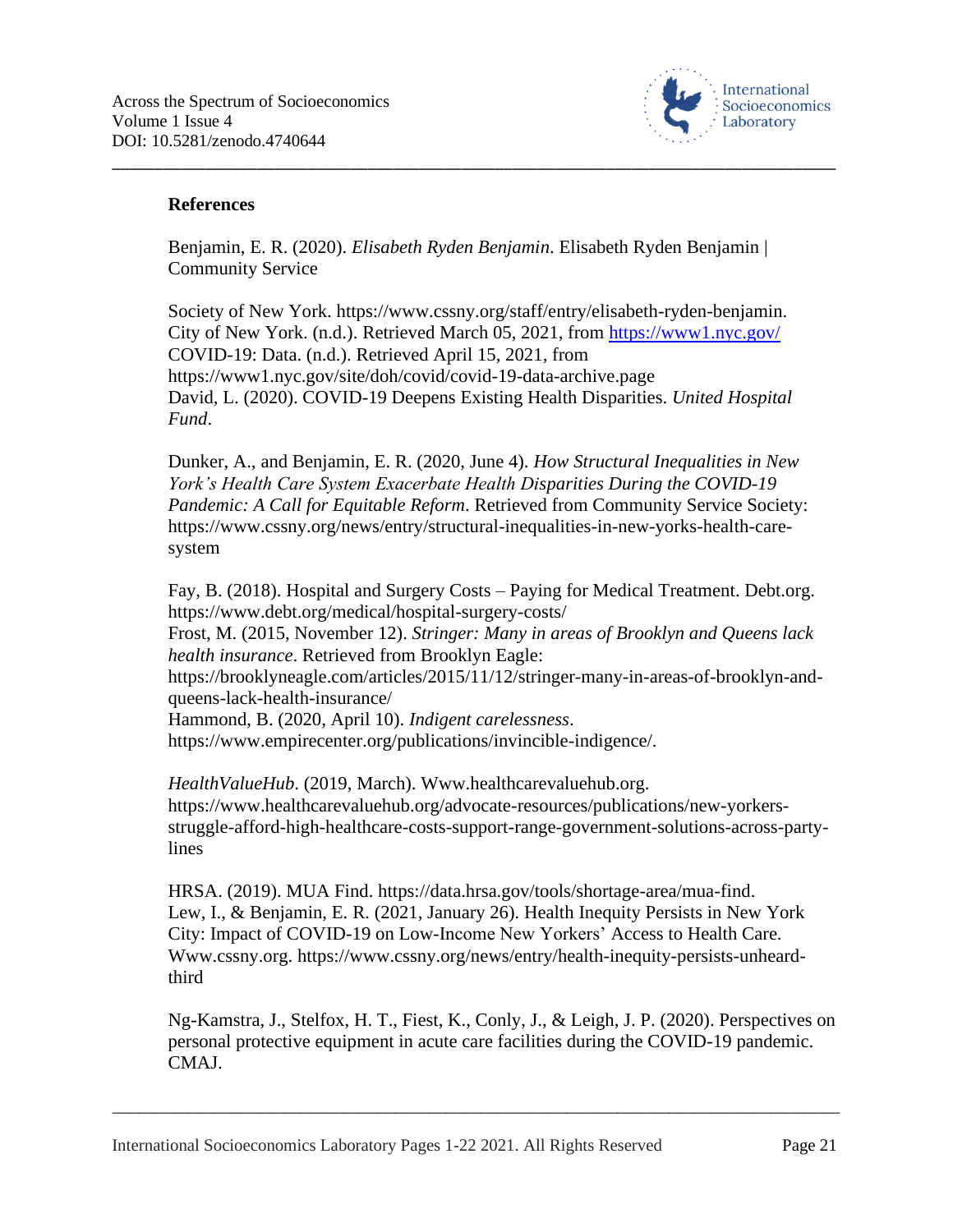## References

Benjamin, E. R. (2020). *Elisabeth Ryden Benjamin*. Elisabeth Ryden Benjamin | Community Service

Society of New York. https://www.cssny.org/staff/entry/elisabeth-ryden-benjamin.
City of New York. (n.d.). Retrieved March 05, 2021, from https://www1.nyc.gov/
COVID-19: Data. (n.d.). Retrieved April 15, 2021, from https://www1.nyc.gov/site/doh/covid/covid-19-data-archive.page
David, L. (2020). COVID-19 Deepens Existing Health Disparities. *United Hospital Fund*.

Dunker, A., and Benjamin, E. R. (2020, June 4). *How Structural Inequalities in New York's Health Care System Exacerbate Health Disparities During the COVID-19 Pandemic: A Call for Equitable Reform*. Retrieved from Community Service Society: https://www.cssny.org/news/entry/structural-inequalities-in-new-yorks-health-care-system

Fay, B. (2018). Hospital and Surgery Costs – Paying for Medical Treatment. Debt.org. https://www.debt.org/medical/hospital-surgery-costs/
Frost, M. (2015, November 12). *Stringer: Many in areas of Brooklyn and Queens lack health insurance*. Retrieved from Brooklyn Eagle: https://brooklyneagle.com/articles/2015/11/12/stringer-many-in-areas-of-brooklyn-and-queens-lack-health-insurance/
Hammond, B. (2020, April 10). *Indigent carelessness*. https://www.empirecenter.org/publications/invincible-indigence/.

*HealthValueHub*. (2019, March). Www.healthcarevaluehub.org. https://www.healthcarevaluehub.org/advocate-resources/publications/new-yorkers-struggle-afford-high-healthcare-costs-support-range-government-solutions-across-party-lines

HRSA. (2019). MUA Find. https://data.hrsa.gov/tools/shortage-area/mua-find.
Lew, I., & Benjamin, E. R. (2021, January 26). Health Inequity Persists in New York City: Impact of COVID-19 on Low-Income New Yorkers' Access to Health Care. Www.cssny.org. https://www.cssny.org/news/entry/health-inequity-persists-unheard-third

Ng-Kamstra, J., Stelfox, H. T., Fiest, K., Conly, J., & Leigh, J. P. (2020). Perspectives on personal protective equipment in acute care facilities during the COVID-19 pandemic. CMAJ.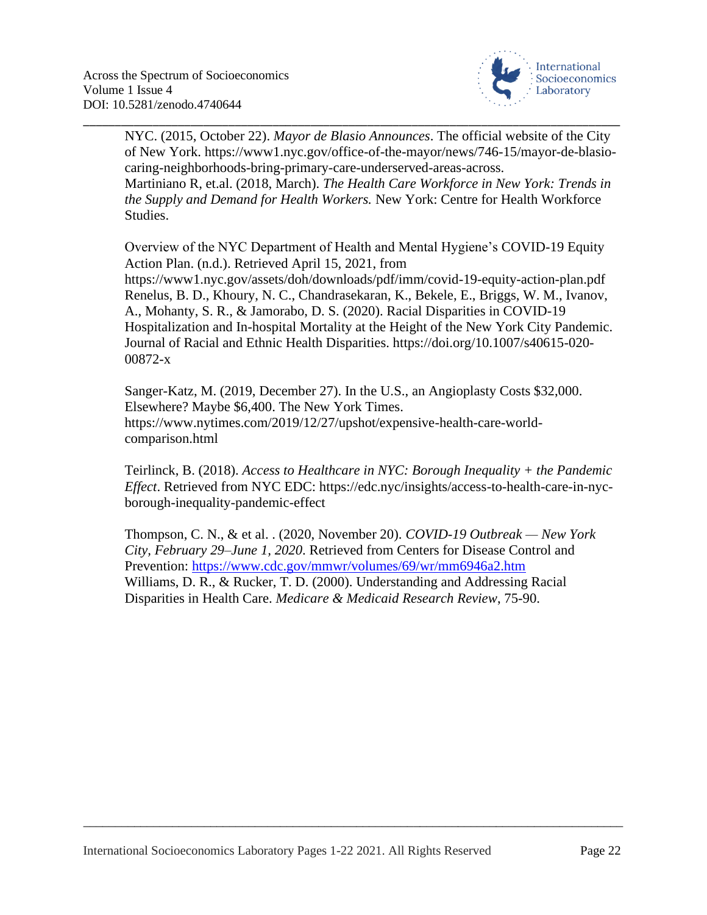NYC. (2015, October 22). *Mayor de Blasio Announces*. The official website of the City of New York. https://www1.nyc.gov/office-of-the-mayor/news/746-15/mayor-de-blasio-caring-neighborhoods-bring-primary-care-underserved-areas-across.

Martiniano R, et.al. (2018, March). *The Health Care Workforce in New York: Trends in the Supply and Demand for Health Workers.* New York: Centre for Health Workforce Studies.

Overview of the NYC Department of Health and Mental Hygiene's COVID-19 Equity Action Plan. (n.d.). Retrieved April 15, 2021, from https://www1.nyc.gov/assets/doh/downloads/pdf/imm/covid-19-equity-action-plan.pdf

Renelus, B. D., Khoury, N. C., Chandrasekaran, K., Bekele, E., Briggs, W. M., Ivanov, A., Mohanty, S. R., & Jamorabo, D. S. (2020). Racial Disparities in COVID-19 Hospitalization and In-hospital Mortality at the Height of the New York City Pandemic. Journal of Racial and Ethnic Health Disparities. https://doi.org/10.1007/s40615-020-00872-x

Sanger-Katz, M. (2019, December 27). In the U.S., an Angioplasty Costs $32,000. Elsewhere? Maybe $6,400. The New York Times. https://www.nytimes.com/2019/12/27/upshot/expensive-health-care-world-comparison.html

Teirlinck, B. (2018). *Access to Healthcare in NYC: Borough Inequality + the Pandemic Effect*. Retrieved from NYC EDC: https://edc.nyc/insights/access-to-health-care-in-nyc-borough-inequality-pandemic-effect

Thompson, C. N., & et al. . (2020, November 20). *COVID-19 Outbreak — New York City, February 29–June 1, 2020*. Retrieved from Centers for Disease Control and Prevention: https://www.cdc.gov/mmwr/volumes/69/wr/mm6946a2.htm

Williams, D. R., & Rucker, T. D. (2000). Understanding and Addressing Racial Disparities in Health Care. *Medicare & Medicaid Research Review*, 75-90.